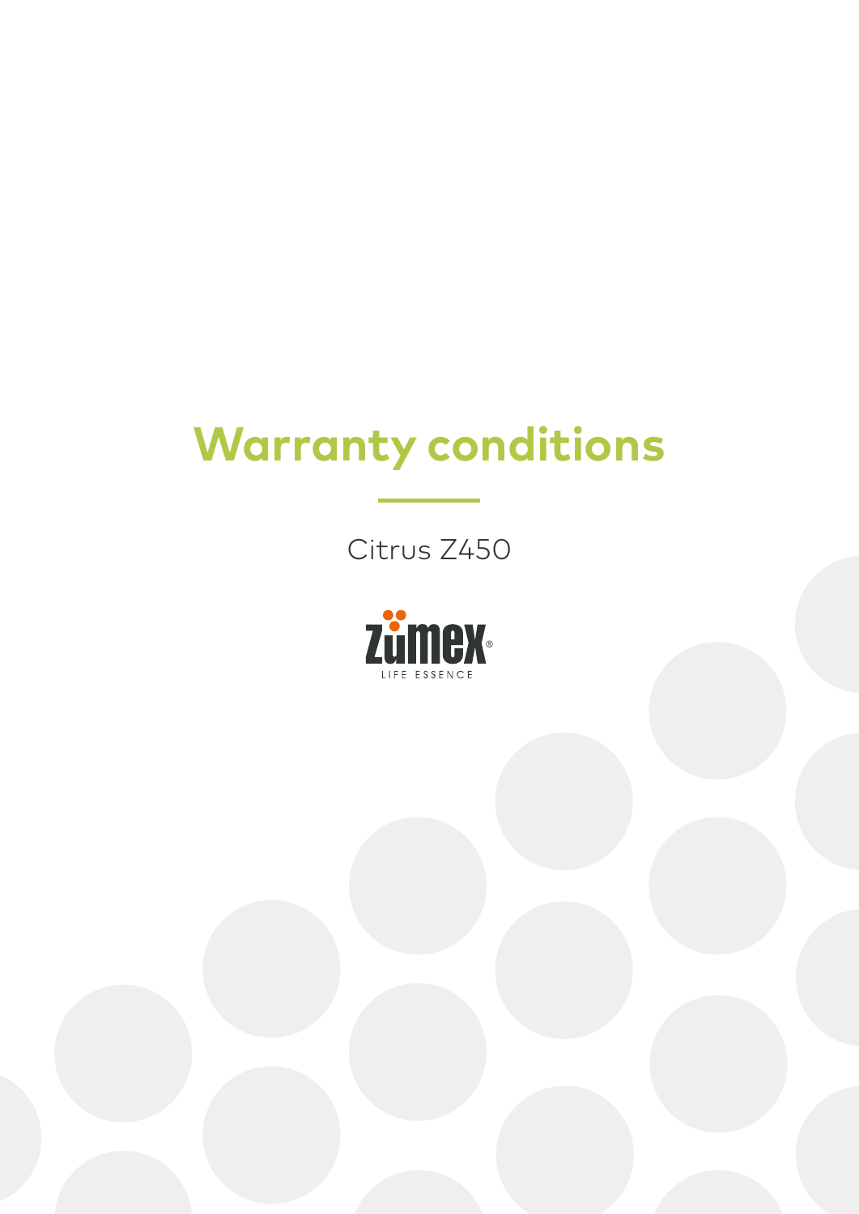# Warranty conditions

Citrus Z450

zumex®

LIFE ESSENCE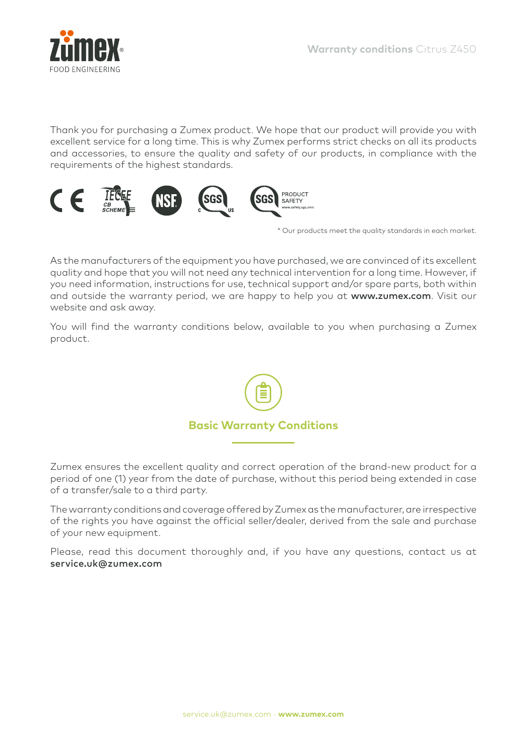Thank you for purchasing a Zumex product. We hope that our product will provide you with excellent service for a long time. This is why Zumex performs strict checks on all its products and accessories, to ensure the quality and safety of our products, in compliance with the requirements of the highest standards.

* Our products meet the quality standards in each market.

As the manufacturers of the equipment you have purchased, we are convinced of its excellent quality and hope that you will not need any technical intervention for a long time. However, if you need information, instructions for use, technical support and/or spare parts, both within and outside the warranty period, we are happy to help you at **www.zumex.com**. Visit our website and ask away.

You will find the warranty conditions below, available to you when purchasing a Zumex product.

## Basic Warranty Conditions

Zumex ensures the excellent quality and correct operation of the brand-new product for a period of one (1) year from the date of purchase, without this period being extended in case of a transfer/sale to a third party.

The warranty conditions and coverage offered by Zumex as the manufacturer, are irrespective of the rights you have against the official seller/dealer, derived from the sale and purchase of your new equipment.

Please, read this document thoroughly and, if you have any questions, contact us at **service.uk@zumex.com**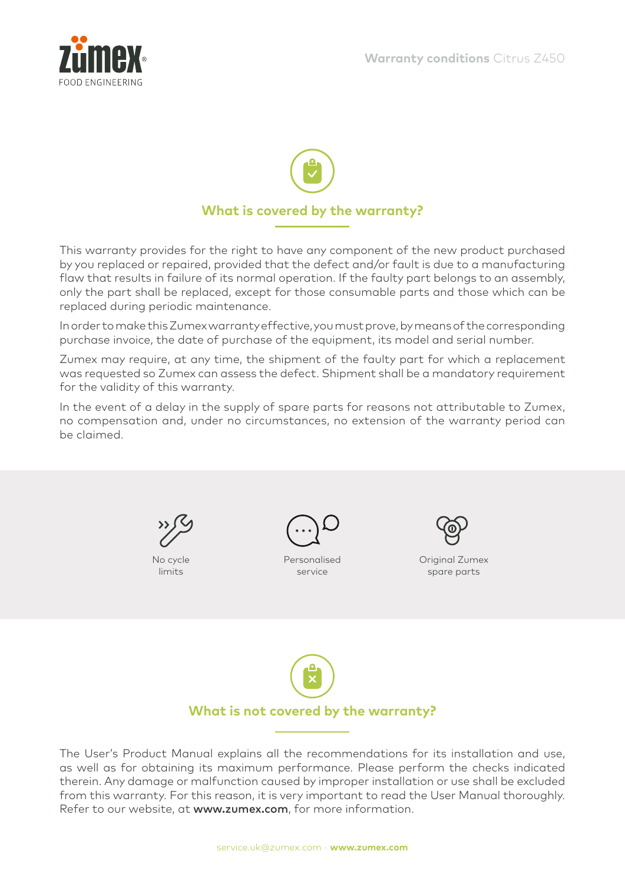## What is covered by the warranty?

This warranty provides for the right to have any component of the new product purchased by you replaced or repaired, provided that the defect and/or fault is due to a manufacturing flaw that results in failure of its normal operation. If the faulty part belongs to an assembly, only the part shall be replaced, except for those consumable parts and those which can be replaced during periodic maintenance.

In order to make this Zumex warranty effective, you must prove, by means of the corresponding purchase invoice, the date of purchase of the equipment, its model and serial number.

Zumex may require, at any time, the shipment of the faulty part for which a replacement was requested so Zumex can assess the defect. Shipment shall be a mandatory requirement for the validity of this warranty.

In the event of a delay in the supply of spare parts for reasons not attributable to Zumex, no compensation and, under no circumstances, no extension of the warranty period can be claimed.

No cycle limits

Personalised service

Original Zumex spare parts

## What is not covered by the warranty?

The User's Product Manual explains all the recommendations for its installation and use, as well as for obtaining its maximum performance. Please perform the checks indicated therein. Any damage or malfunction caused by improper installation or use shall be excluded from this warranty. For this reason, it is very important to read the User Manual thoroughly. Refer to our website, at **www.zumex.com**, for more information.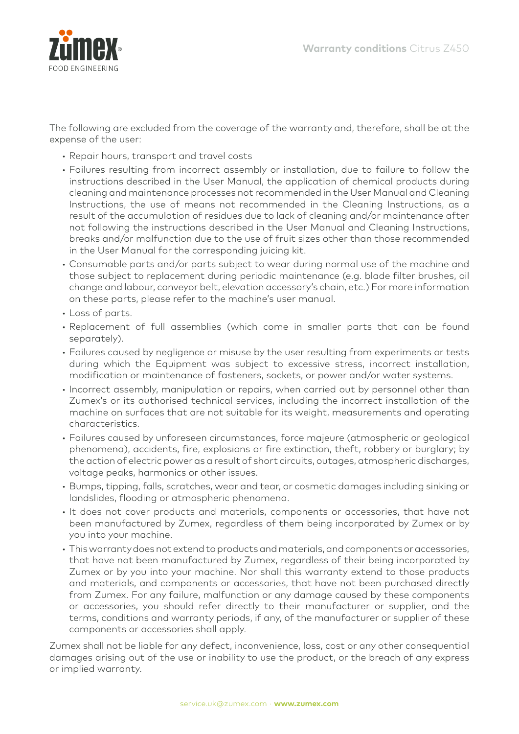The following are excluded from the coverage of the warranty and, therefore, shall be at the expense of the user:

- Repair hours, transport and travel costs
- Failures resulting from incorrect assembly or installation, due to failure to follow the instructions described in the User Manual, the application of chemical products during cleaning and maintenance processes not recommended in the User Manual and Cleaning Instructions, the use of means not recommended in the Cleaning Instructions, as a result of the accumulation of residues due to lack of cleaning and/or maintenance after not following the instructions described in the User Manual and Cleaning Instructions, breaks and/or malfunction due to the use of fruit sizes other than those recommended in the User Manual for the corresponding juicing kit.
- Consumable parts and/or parts subject to wear during normal use of the machine and those subject to replacement during periodic maintenance (e.g. blade filter brushes, oil change and labour, conveyor belt, elevation accessory's chain, etc.) For more information on these parts, please refer to the machine's user manual.
- Loss of parts.
- Replacement of full assemblies (which come in smaller parts that can be found separately).
- Failures caused by negligence or misuse by the user resulting from experiments or tests during which the Equipment was subject to excessive stress, incorrect installation, modification or maintenance of fasteners, sockets, or power and/or water systems.
- Incorrect assembly, manipulation or repairs, when carried out by personnel other than Zumex's or its authorised technical services, including the incorrect installation of the machine on surfaces that are not suitable for its weight, measurements and operating characteristics.
- Failures caused by unforeseen circumstances, force majeure (atmospheric or geological phenomena), accidents, fire, explosions or fire extinction, theft, robbery or burglary; by the action of electric power as a result of short circuits, outages, atmospheric discharges, voltage peaks, harmonics or other issues.
- Bumps, tipping, falls, scratches, wear and tear, or cosmetic damages including sinking or landslides, flooding or atmospheric phenomena.
- It does not cover products and materials, components or accessories, that have not been manufactured by Zumex, regardless of them being incorporated by Zumex or by you into your machine.
- This warranty does not extend to products and materials, and components or accessories, that have not been manufactured by Zumex, regardless of their being incorporated by Zumex or by you into your machine. Nor shall this warranty extend to those products and materials, and components or accessories, that have not been purchased directly from Zumex. For any failure, malfunction or any damage caused by these components or accessories, you should refer directly to their manufacturer or supplier, and the terms, conditions and warranty periods, if any, of the manufacturer or supplier of these components or accessories shall apply.

Zumex shall not be liable for any defect, inconvenience, loss, cost or any other consequential damages arising out of the use or inability to use the product, or the breach of any express or implied warranty.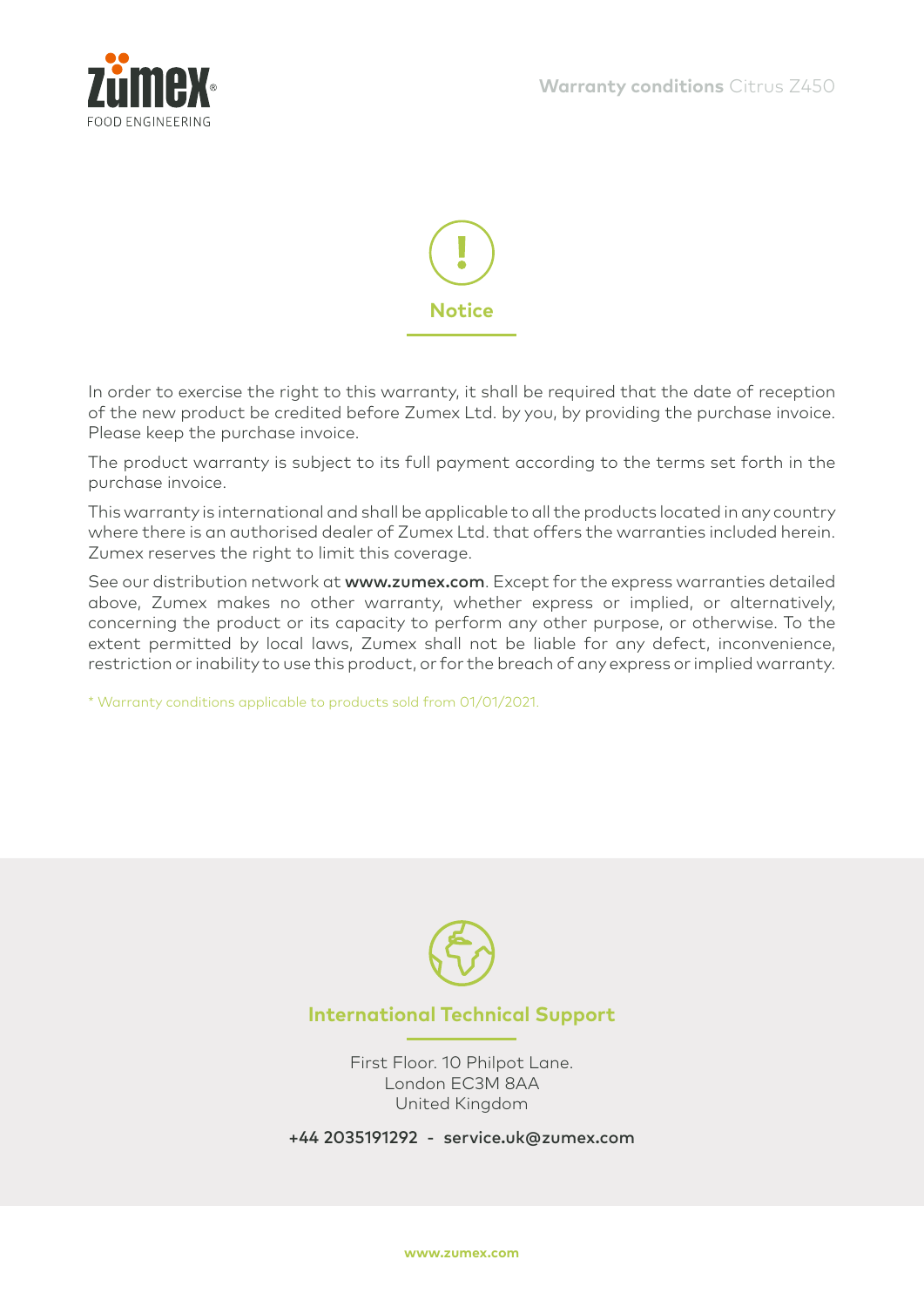## Notice

In order to exercise the right to this warranty, it shall be required that the date of reception of the new product be credited before Zumex Ltd. by you, by providing the purchase invoice. Please keep the purchase invoice.

The product warranty is subject to its full payment according to the terms set forth in the purchase invoice.

This warranty is international and shall be applicable to all the products located in any country where there is an authorised dealer of Zumex Ltd. that offers the warranties included herein. Zumex reserves the right to limit this coverage.

See our distribution network at **www.zumex.com**. Except for the express warranties detailed above, Zumex makes no other warranty, whether express or implied, or alternatively, concerning the product or its capacity to perform any other purpose, or otherwise. To the extent permitted by local laws, Zumex shall not be liable for any defect, inconvenience, restriction or inability to use this product, or for the breach of any express or implied warranty.

* Warranty conditions applicable to products sold from 01/01/2021.

## International Technical Support

First Floor. 10 Philpot Lane.
London EC3M 8AA
United Kingdom

**+44 2035191292 - service.uk@zumex.com**